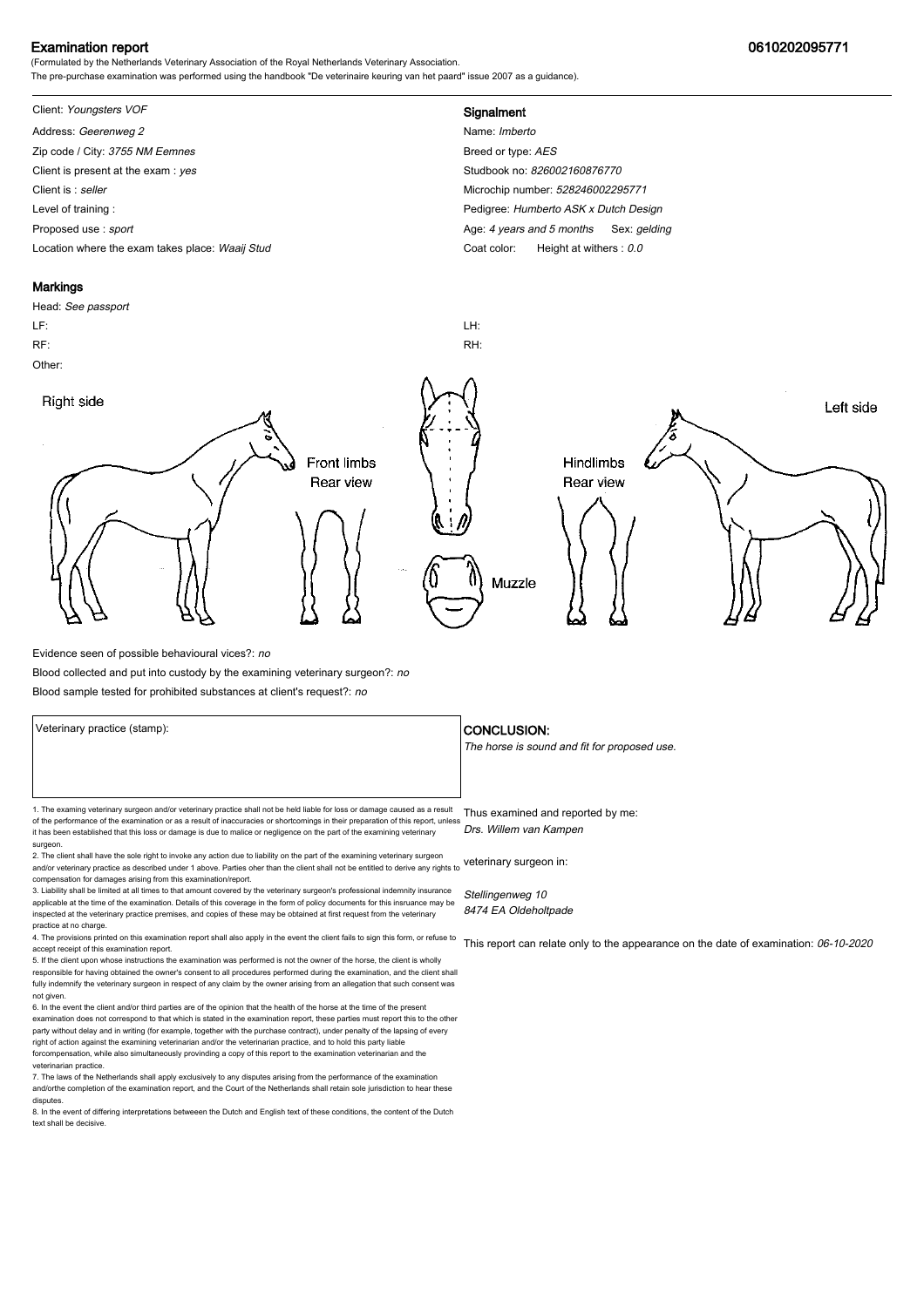# Examination report

**0610202095771**

(Formulated by the Netherlands Veterinary Association of the Royal Netherlands Veterinary Association.
The pre-purchase examination was performed using the handbook "De veterinaire keuring van het paard" issue 2007 as a guidance).

Client: *Youngsters VOF*

Address: *Geerenweg 2*

Zip code / City: *3755 NM Eemnes*

Client is present at the exam : *yes*

Client is : *seller*

Level of training :

Proposed use : *sport*

Location where the exam takes place: *Waaij Stud*

## Signalment

Name: *Imberto*

Breed or type: *AES*

Studbook no: *826002160876770*

Microchip number: *528246002295771*

Pedigree: *Humberto ASK x Dutch Design*

Age: *4 years and 5 months* Sex: *gelding*

Coat color: Height at withers : *0.0*

## Markings

Head: *See passport*

LF:

RF:

LH:

RH:

Other:

Right side

Front limbs Rear view

Muzzle

Hindlimbs Rear view

Left side

Evidence seen of possible behavioural vices?: *no*

Blood collected and put into custody by the examining veterinary surgeon?: *no*

Blood sample tested for prohibited substances at client's request?: *no*

Veterinary practice (stamp):

## CONCLUSION:

*The horse is sound and fit for proposed use.*

Thus examined and reported by me:
*Drs. Willem van Kampen*

veterinary surgeon in:

*Stellingenweg 10*
*8474 EA Oldeholtpade*

This report can relate only to the appearance on the date of examination: *06-10-2020*

1. The examing veterinary surgeon and/or veterinary practice shall not be held liable for loss or damage caused as a result of the performance of the examination or as a result of inaccuracies or shortcomings in their preparation of this report, unless it has been established that this loss or damage is due to malice or negligence on the part of the examining veterinary surgeon.
2. The client shall have the sole right to invoke any action due to liability on the part of the examining veterinary surgeon and/or veterinary practice as described under 1 above. Parties oher than the client shall not be entitled to derive any rights to compensation for damages arising from this examination/report.
3. Liability shall be limited at all times to that amount covered by the veterinary surgeon's professional indemnity insurance applicable at the time of the examination. Details of this coverage in the form of policy documents for this insruance may be inspected at the veterinary practice premises, and copies of these may be obtained at first request from the veterinary practice at no charge.
4. The provisions printed on this examination report shall also apply in the event the client fails to sign this form, or refuse to accept receipt of this examination report.
5. If the client upon whose instructions the examination was performed is not the owner of the horse, the client is wholly responsible for having obtained the owner's consent to all procedures performed during the examination, and the client shall fully indemnify the veterinary surgeon in respect of any claim by the owner arising from an allegation that such consent was not given.
6. In the event the client and/or third parties are of the opinion that the health of the horse at the time of the present examination does not correspond to that which is stated in the examination report, these parties must report this to the other party without delay and in writing (for example, together with the purchase contract), under penalty of the lapsing of every right of action against the examining veterinarian and/or the veterinarian practice, and to hold this party liable forcompensation, while also simultaneously provinding a copy of this report to the examination veterinarian and the veterinarian practice.
7. The laws of the Netherlands shall apply exclusively to any disputes arising from the performance of the examination and/orthe completion of the examination report, and the Court of the Netherlands shall retain sole jurisdiction to hear these disputes.
8. In the event of differing interpretations betweeen the Dutch and English text of these conditions, the content of the Dutch text shall be decisive.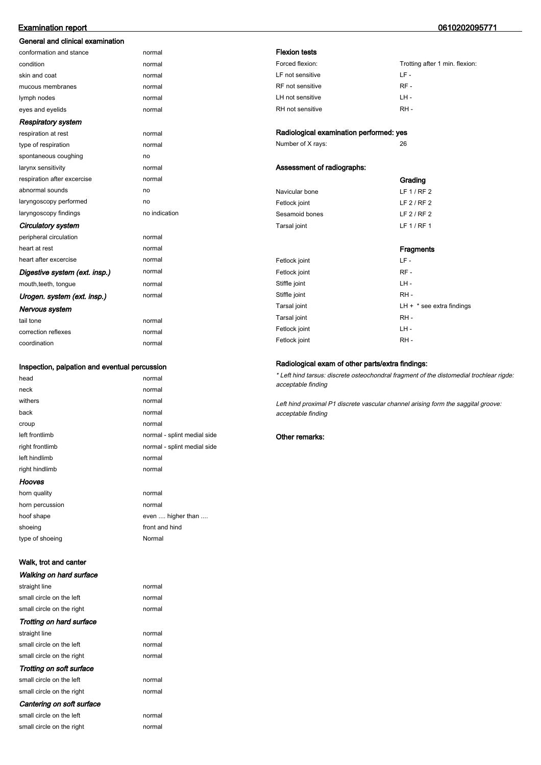## Examination report

0610202095771

### General and clinical examination

| | |
|---|---|
| conformation and stance | normal |
| condition | normal |
| skin and coat | normal |
| mucous membranes | normal |
| lymph nodes | normal |
| eyes and eyelids | normal |

*Respiratory system*

| | |
|---|---|
| respiration at rest | normal |
| type of respiration | normal |
| spontaneous coughing | no |
| larynx sensitivity | normal |
| respiration after excercise | normal |
| abnormal sounds | no |
| laryngoscopy performed | no |
| laryngoscopy findings | no indication |

*Circulatory system*

| | |
|---|---|
| peripheral circulation | normal |
| heart at rest | normal |
| heart after excercise | normal |

| | |
|---|---|
| *Digestive system (ext. insp.)* | normal |
| mouth,teeth, tongue | normal |
| *Urogen. system (ext. insp.)* | normal |

*Nervous system*

| | |
|---|---|
| tail tone | normal |
| correction reflexes | normal |
| coordination | normal |

### Inspection, palpation and eventual percussion

| | |
|---|---|
| head | normal |
| neck | normal |
| withers | normal |
| back | normal |
| croup | normal |
| left frontlimb | normal - splint medial side |
| right frontlimb | normal - splint medial side |
| left hindlimb | normal |
| right hindlimb | normal |

*Hooves*

| | |
|---|---|
| horn quality | normal |
| horn percussion | normal |
| hoof shape | even .... higher than .... |
| shoeing | front and hind |
| type of shoeing | Normal |

### Walk, trot and canter

*Walking on hard surface*

| | |
|---|---|
| straight line | normal |
| small circle on the left | normal |
| small circle on the right | normal |

*Trotting on hard surface*

| | |
|---|---|
| straight line | normal |
| small circle on the left | normal |
| small circle on the right | normal |

*Trotting on soft surface*

| | |
|---|---|
| small circle on the left | normal |
| small circle on the right | normal |

*Cantering on soft surface*

| | |
|---|---|
| small circle on the left | normal |
| small circle on the right | normal |

### Flexion tests

| Forced flexion: | Trotting after 1 min. flexion: |
|---|---|
| LF not sensitive | LF - |
| RF not sensitive | RF - |
| LH not sensitive | LH - |
| RH not sensitive | RH - |

### Radiological examination performed: yes

Number of X rays: 26

### Assessment of radiographs:

| | Grading |
|---|---|
| Navicular bone | LF 1 / RF 2 |
| Fetlock joint | LF 2 / RF 2 |
| Sesamoid bones | LF 2 / RF 2 |
| Tarsal joint | LF 1 / RF 1 |

| | Fragments |
|---|---|
| Fetlock joint | LF - |
| Fetlock joint | RF - |
| Stiffle joint | LH - |
| Stiffle joint | RH - |
| Tarsal joint | LH + * see extra findings |
| Tarsal joint | RH - |
| Fetlock joint | LH - |
| Fetlock joint | RH - |

### Radiological exam of other parts/extra findings:

*\* Left hind tarsus: discrete osteochondral fragment of the distomedial trochlear rigde: acceptable finding*

*Left hind proximal P1 discrete vascular channel arising form the saggital groove: acceptable finding*

### Other remarks: